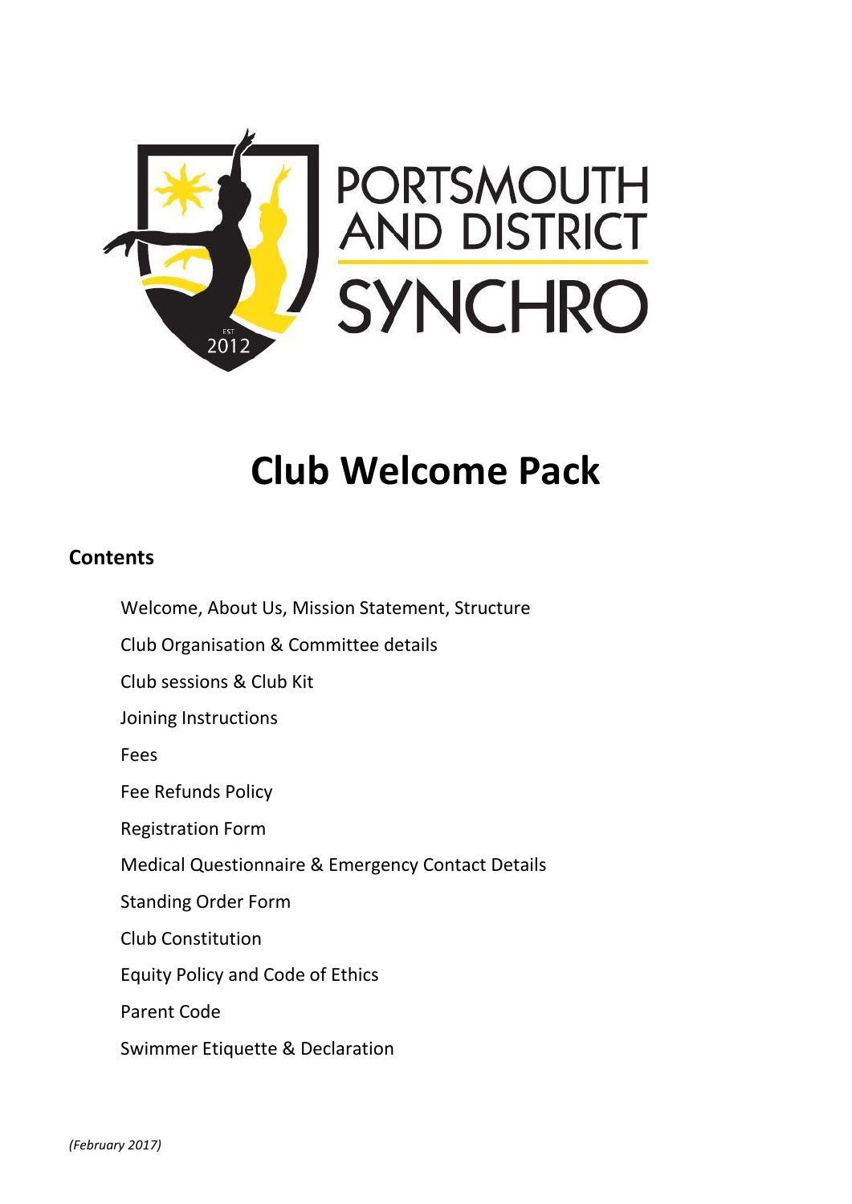PORTSMOUTH AND DISTRICT SYNCHRO

EST 2012

# Club Welcome Pack

## Contents

- Welcome, About Us, Mission Statement, Structure
- Club Organisation & Committee details
- Club sessions & Club Kit
- Joining Instructions
- Fees
- Fee Refunds Policy
- Registration Form
- Medical Questionnaire & Emergency Contact Details
- Standing Order Form
- Club Constitution
- Equity Policy and Code of Ethics
- Parent Code
- Swimmer Etiquette & Declaration

*(February 2017)*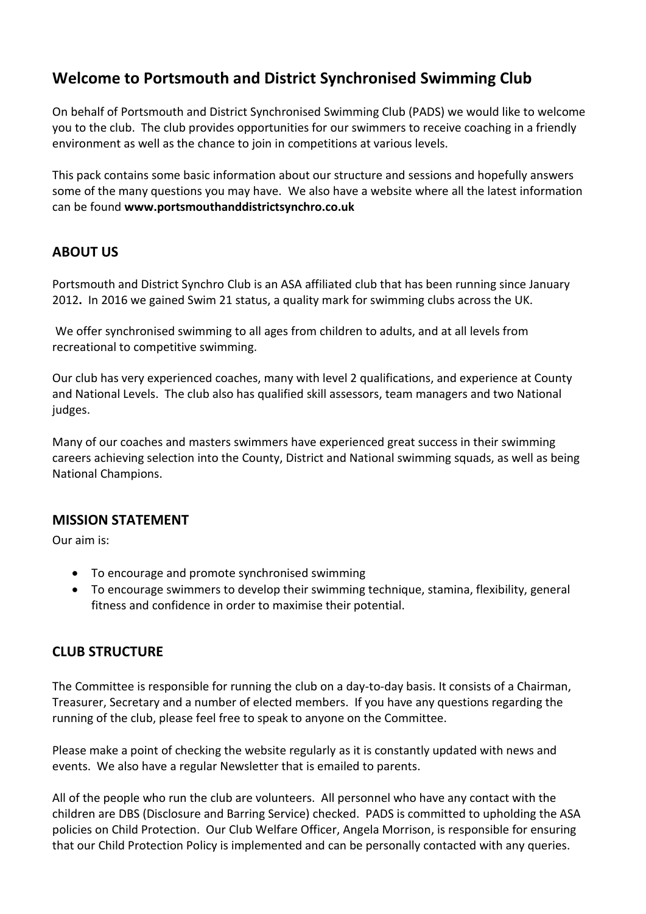# Welcome to Portsmouth and District Synchronised Swimming Club

On behalf of Portsmouth and District Synchronised Swimming Club (PADS) we would like to welcome you to the club. The club provides opportunities for our swimmers to receive coaching in a friendly environment as well as the chance to join in competitions at various levels.

This pack contains some basic information about our structure and sessions and hopefully answers some of the many questions you may have. We also have a website where all the latest information can be found **www.portsmouthanddistrictsynchro.co.uk**

## ABOUT US

Portsmouth and District Synchro Club is an ASA affiliated club that has been running since January 2012**.** In 2016 we gained Swim 21 status, a quality mark for swimming clubs across the UK.

We offer synchronised swimming to all ages from children to adults, and at all levels from recreational to competitive swimming.

Our club has very experienced coaches, many with level 2 qualifications, and experience at County and National Levels. The club also has qualified skill assessors, team managers and two National judges.

Many of our coaches and masters swimmers have experienced great success in their swimming careers achieving selection into the County, District and National swimming squads, as well as being National Champions.

## MISSION STATEMENT

Our aim is:

- To encourage and promote synchronised swimming
- To encourage swimmers to develop their swimming technique, stamina, flexibility, general fitness and confidence in order to maximise their potential.

## CLUB STRUCTURE

The Committee is responsible for running the club on a day-to-day basis. It consists of a Chairman, Treasurer, Secretary and a number of elected members. If you have any questions regarding the running of the club, please feel free to speak to anyone on the Committee.

Please make a point of checking the website regularly as it is constantly updated with news and events. We also have a regular Newsletter that is emailed to parents.

All of the people who run the club are volunteers. All personnel who have any contact with the children are DBS (Disclosure and Barring Service) checked. PADS is committed to upholding the ASA policies on Child Protection. Our Club Welfare Officer, Angela Morrison, is responsible for ensuring that our Child Protection Policy is implemented and can be personally contacted with any queries.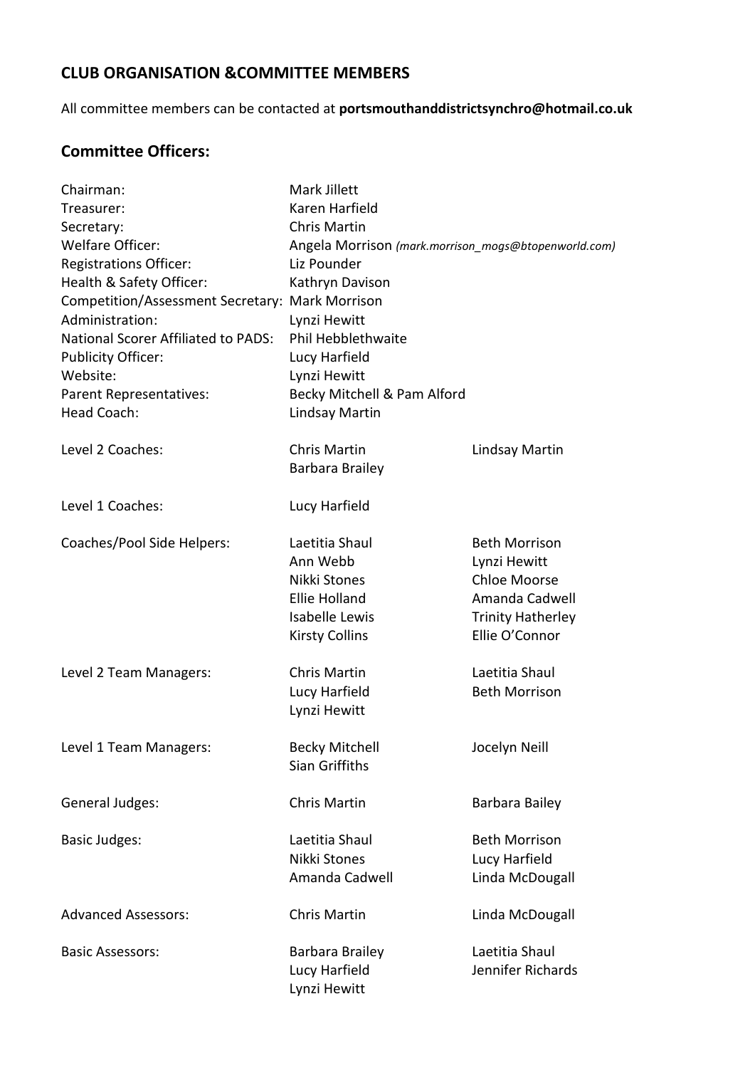## CLUB ORGANISATION &COMMITTEE MEMBERS

All committee members can be contacted at **portsmouthanddistrictsynchro@hotmail.co.uk**

## Committee Officers:

| | | |
|---|---|---|
| Chairman: | Mark Jillett | |
| Treasurer: | Karen Harfield | |
| Secretary: | Chris Martin | |
| Welfare Officer: | Angela Morrison *(mark.morrison_mogs@btopenworld.com)* | |
| Registrations Officer: | Liz Pounder | |
| Health & Safety Officer: | Kathryn Davison | |
| Competition/Assessment Secretary: | Mark Morrison | |
| Administration: | Lynzi Hewitt | |
| National Scorer Affiliated to PADS: | Phil Hebblethwaite | |
| Publicity Officer: | Lucy Harfield | |
| Website: | Lynzi Hewitt | |
| Parent Representatives: | Becky Mitchell & Pam Alford | |
| Head Coach: | Lindsay Martin | |
| Level 2 Coaches: | Chris Martin | Lindsay Martin |
| | Barbara Brailey | |
| Level 1 Coaches: | Lucy Harfield | |
| Coaches/Pool Side Helpers: | Laetitia Shaul | Beth Morrison |
| | Ann Webb | Lynzi Hewitt |
| | Nikki Stones | Chloe Moorse |
| | Ellie Holland | Amanda Cadwell |
| | Isabelle Lewis | Trinity Hatherley |
| | Kirsty Collins | Ellie O'Connor |
| Level 2 Team Managers: | Chris Martin | Laetitia Shaul |
| | Lucy Harfield | Beth Morrison |
| | Lynzi Hewitt | |
| Level 1 Team Managers: | Becky Mitchell | Jocelyn Neill |
| | Sian Griffiths | |
| General Judges: | Chris Martin | Barbara Bailey |
| Basic Judges: | Laetitia Shaul | Beth Morrison |
| | Nikki Stones | Lucy Harfield |
| | Amanda Cadwell | Linda McDougall |
| Advanced Assessors: | Chris Martin | Linda McDougall |
| Basic Assessors: | Barbara Brailey | Laetitia Shaul |
| | Lucy Harfield | Jennifer Richards |
| | Lynzi Hewitt | |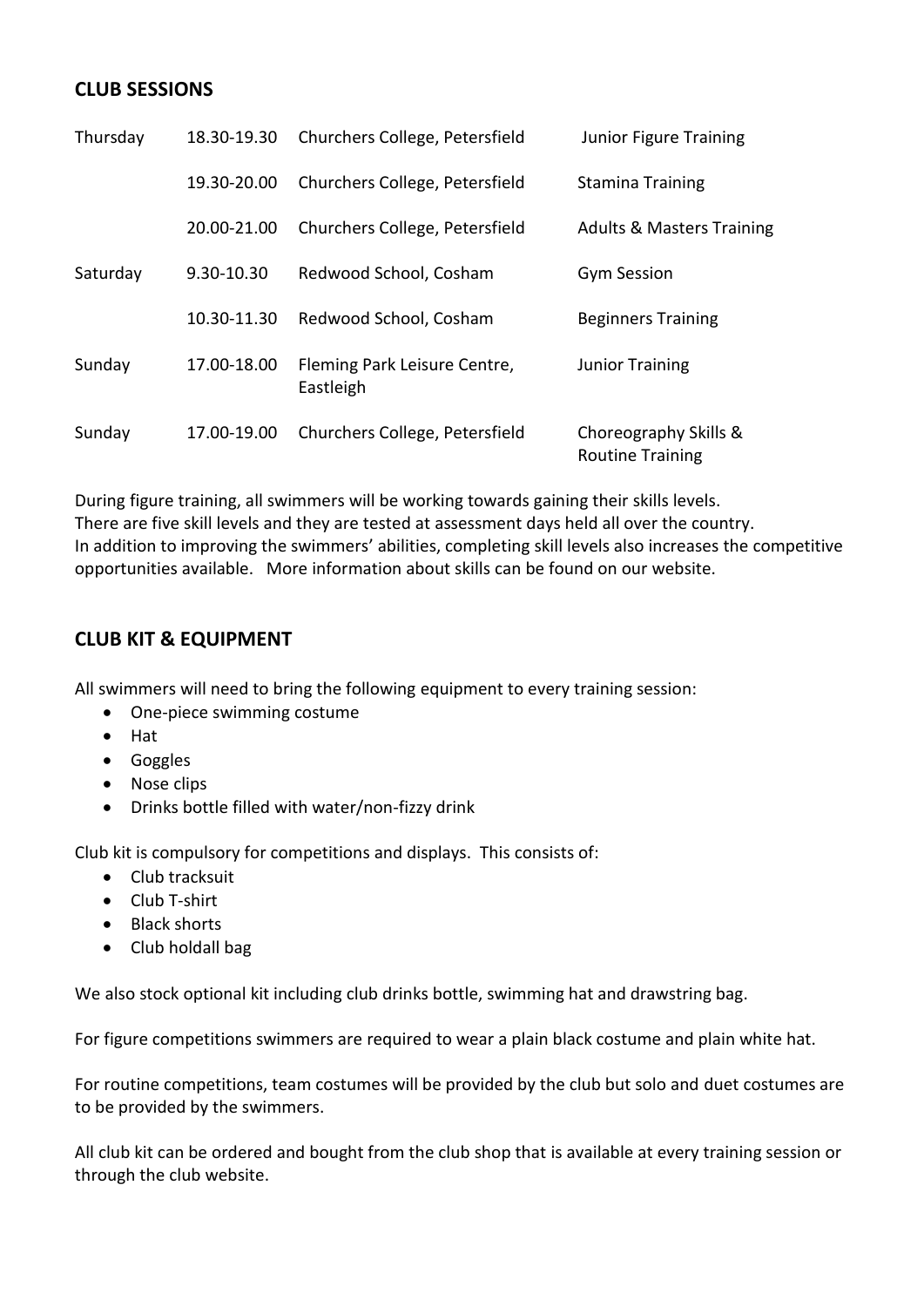## CLUB SESSIONS

| | | | |
|---|---|---|---|
| Thursday | 18.30-19.30 | Churchers College, Petersfield | Junior Figure Training |
| | 19.30-20.00 | Churchers College, Petersfield | Stamina Training |
| | 20.00-21.00 | Churchers College, Petersfield | Adults & Masters Training |
| Saturday | 9.30-10.30 | Redwood School, Cosham | Gym Session |
| | 10.30-11.30 | Redwood School, Cosham | Beginners Training |
| Sunday | 17.00-18.00 | Fleming Park Leisure Centre, Eastleigh | Junior Training |
| Sunday | 17.00-19.00 | Churchers College, Petersfield | Choreography Skills & Routine Training |

During figure training, all swimmers will be working towards gaining their skills levels.
There are five skill levels and they are tested at assessment days held all over the country.
In addition to improving the swimmers' abilities, completing skill levels also increases the competitive opportunities available. More information about skills can be found on our website.

## CLUB KIT & EQUIPMENT

All swimmers will need to bring the following equipment to every training session:

- One-piece swimming costume
- Hat
- Goggles
- Nose clips
- Drinks bottle filled with water/non-fizzy drink

Club kit is compulsory for competitions and displays. This consists of:

- Club tracksuit
- Club T-shirt
- Black shorts
- Club holdall bag

We also stock optional kit including club drinks bottle, swimming hat and drawstring bag.

For figure competitions swimmers are required to wear a plain black costume and plain white hat.

For routine competitions, team costumes will be provided by the club but solo and duet costumes are to be provided by the swimmers.

All club kit can be ordered and bought from the club shop that is available at every training session or through the club website.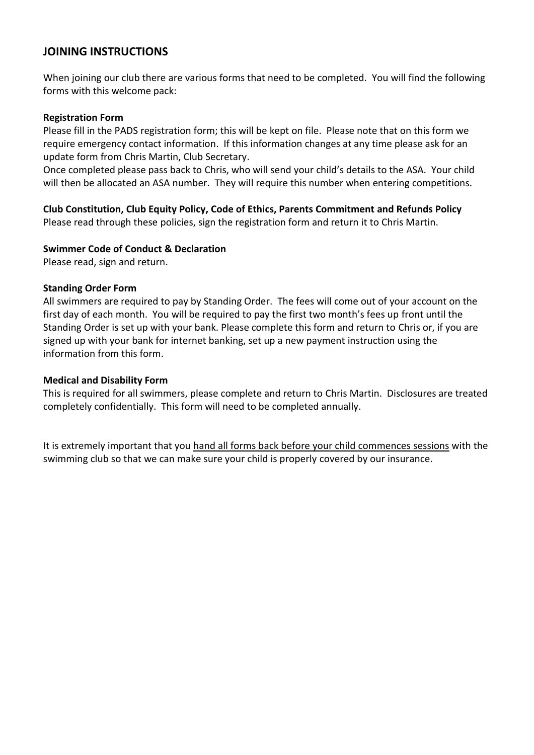## JOINING INSTRUCTIONS

When joining our club there are various forms that need to be completed. You will find the following forms with this welcome pack:

**Registration Form**

Please fill in the PADS registration form; this will be kept on file. Please note that on this form we require emergency contact information. If this information changes at any time please ask for an update form from Chris Martin, Club Secretary.

Once completed please pass back to Chris, who will send your child's details to the ASA. Your child will then be allocated an ASA number. They will require this number when entering competitions.

**Club Constitution, Club Equity Policy, Code of Ethics, Parents Commitment and Refunds Policy**

Please read through these policies, sign the registration form and return it to Chris Martin.

**Swimmer Code of Conduct & Declaration**

Please read, sign and return.

**Standing Order Form**

All swimmers are required to pay by Standing Order. The fees will come out of your account on the first day of each month. You will be required to pay the first two month's fees up front until the Standing Order is set up with your bank. Please complete this form and return to Chris or, if you are signed up with your bank for internet banking, set up a new payment instruction using the information from this form.

**Medical and Disability Form**

This is required for all swimmers, please complete and return to Chris Martin. Disclosures are treated completely confidentially. This form will need to be completed annually.

It is extremely important that you <u>hand all forms back before your child commences sessions</u> with the swimming club so that we can make sure your child is properly covered by our insurance.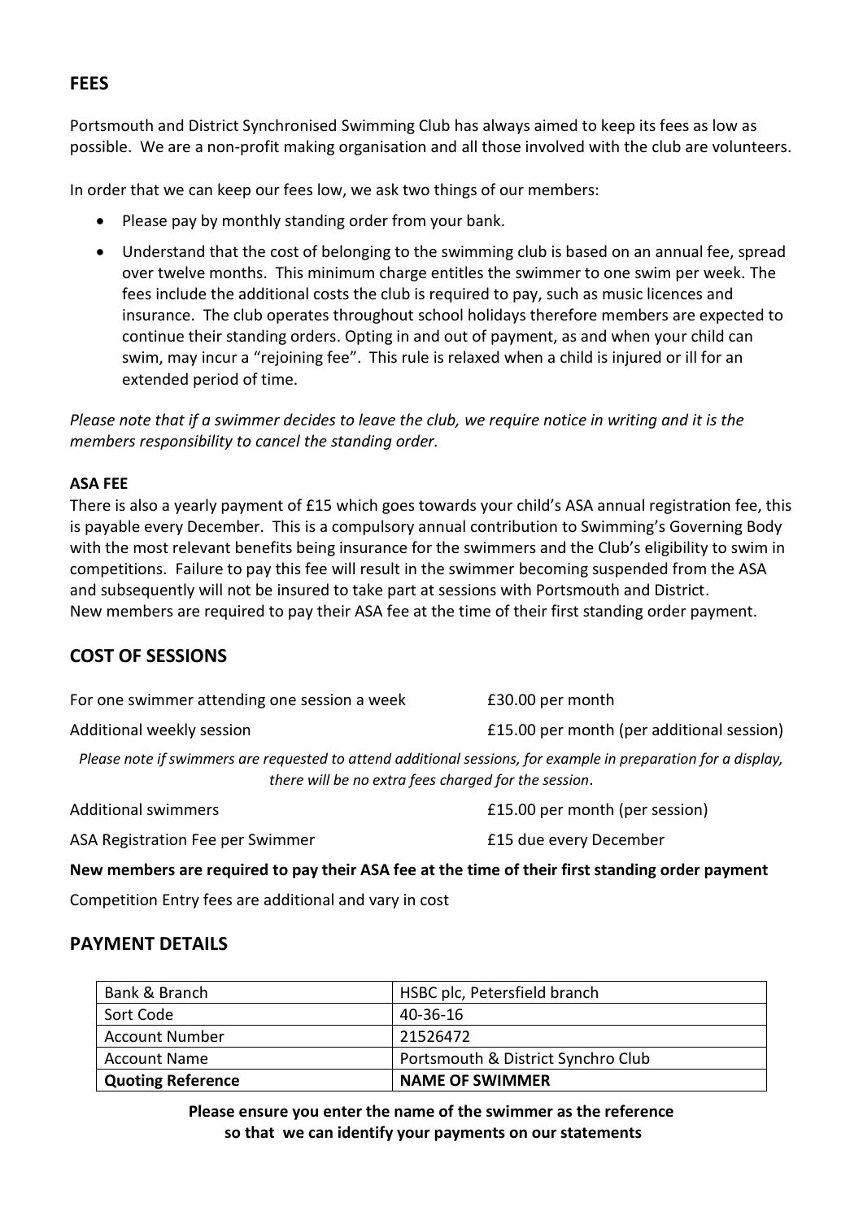## FEES

Portsmouth and District Synchronised Swimming Club has always aimed to keep its fees as low as possible. We are a non-profit making organisation and all those involved with the club are volunteers.

In order that we can keep our fees low, we ask two things of our members:

- Please pay by monthly standing order from your bank.
- Understand that the cost of belonging to the swimming club is based on an annual fee, spread over twelve months. This minimum charge entitles the swimmer to one swim per week. The fees include the additional costs the club is required to pay, such as music licences and insurance. The club operates throughout school holidays therefore members are expected to continue their standing orders. Opting in and out of payment, as and when your child can swim, may incur a "rejoining fee". This rule is relaxed when a child is injured or ill for an extended period of time.

*Please note that if a swimmer decides to leave the club, we require notice in writing and it is the members responsibility to cancel the standing order.*

**ASA FEE**

There is also a yearly payment of £15 which goes towards your child's ASA annual registration fee, this is payable every December. This is a compulsory annual contribution to Swimming's Governing Body with the most relevant benefits being insurance for the swimmers and the Club's eligibility to swim in competitions. Failure to pay this fee will result in the swimmer becoming suspended from the ASA and subsequently will not be insured to take part at sessions with Portsmouth and District.
New members are required to pay their ASA fee at the time of their first standing order payment.

## COST OF SESSIONS

| | |
|---|---|
| For one swimmer attending one session a week | £30.00 per month |
| Additional weekly session | £15.00 per month (per additional session) |

*Please note if swimmers are requested to attend additional sessions, for example in preparation for a display, there will be no extra fees charged for the session*.

| | |
|---|---|
| Additional swimmers | £15.00 per month (per session) |
| ASA Registration Fee per Swimmer | £15 due every December |

**New members are required to pay their ASA fee at the time of their first standing order payment**

Competition Entry fees are additional and vary in cost

## PAYMENT DETAILS

| | |
|---|---|
| Bank & Branch | HSBC plc, Petersfield branch |
| Sort Code | 40-36-16 |
| Account Number | 21526472 |
| Account Name | Portsmouth & District Synchro Club |
| **Quoting Reference** | **NAME OF SWIMMER** |

**Please ensure you enter the name of the swimmer as the reference so that we can identify your payments on our statements**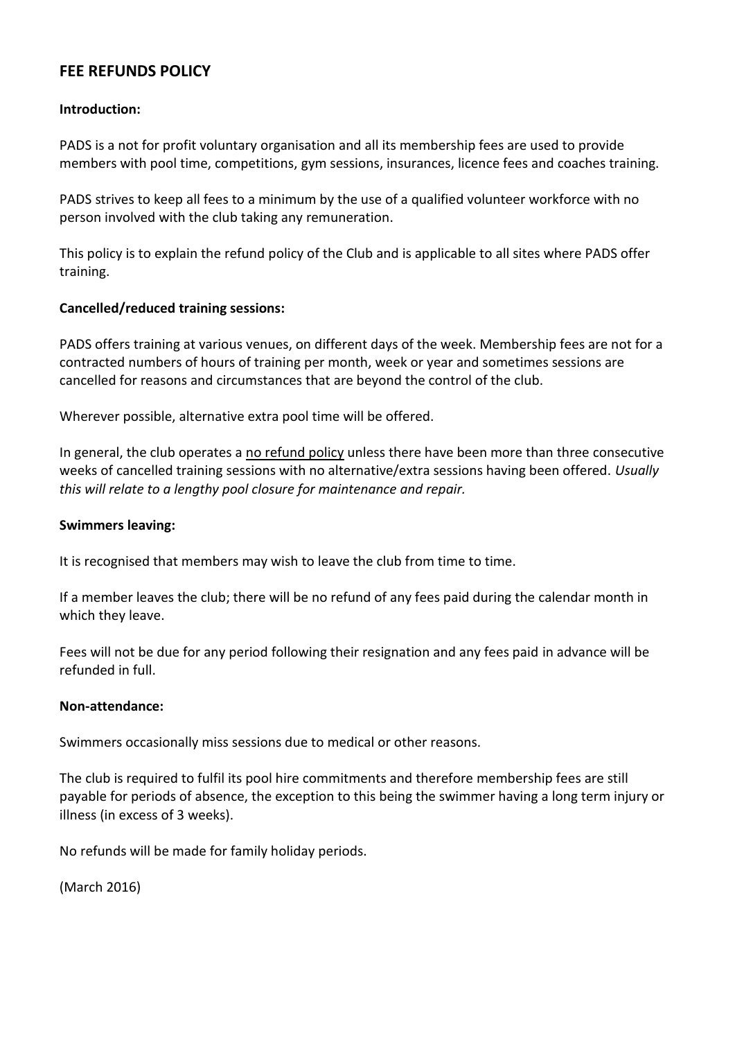## FEE REFUNDS POLICY

**Introduction:**

PADS is a not for profit voluntary organisation and all its membership fees are used to provide members with pool time, competitions, gym sessions, insurances, licence fees and coaches training.

PADS strives to keep all fees to a minimum by the use of a qualified volunteer workforce with no person involved with the club taking any remuneration.

This policy is to explain the refund policy of the Club and is applicable to all sites where PADS offer training.

**Cancelled/reduced training sessions:**

PADS offers training at various venues, on different days of the week. Membership fees are not for a contracted numbers of hours of training per month, week or year and sometimes sessions are cancelled for reasons and circumstances that are beyond the control of the club.

Wherever possible, alternative extra pool time will be offered.

In general, the club operates a <u>no refund policy</u> unless there have been more than three consecutive weeks of cancelled training sessions with no alternative/extra sessions having been offered. *Usually this will relate to a lengthy pool closure for maintenance and repair.*

**Swimmers leaving:**

It is recognised that members may wish to leave the club from time to time.

If a member leaves the club; there will be no refund of any fees paid during the calendar month in which they leave.

Fees will not be due for any period following their resignation and any fees paid in advance will be refunded in full.

**Non-attendance:**

Swimmers occasionally miss sessions due to medical or other reasons.

The club is required to fulfil its pool hire commitments and therefore membership fees are still payable for periods of absence, the exception to this being the swimmer having a long term injury or illness (in excess of 3 weeks).

No refunds will be made for family holiday periods.

(March 2016)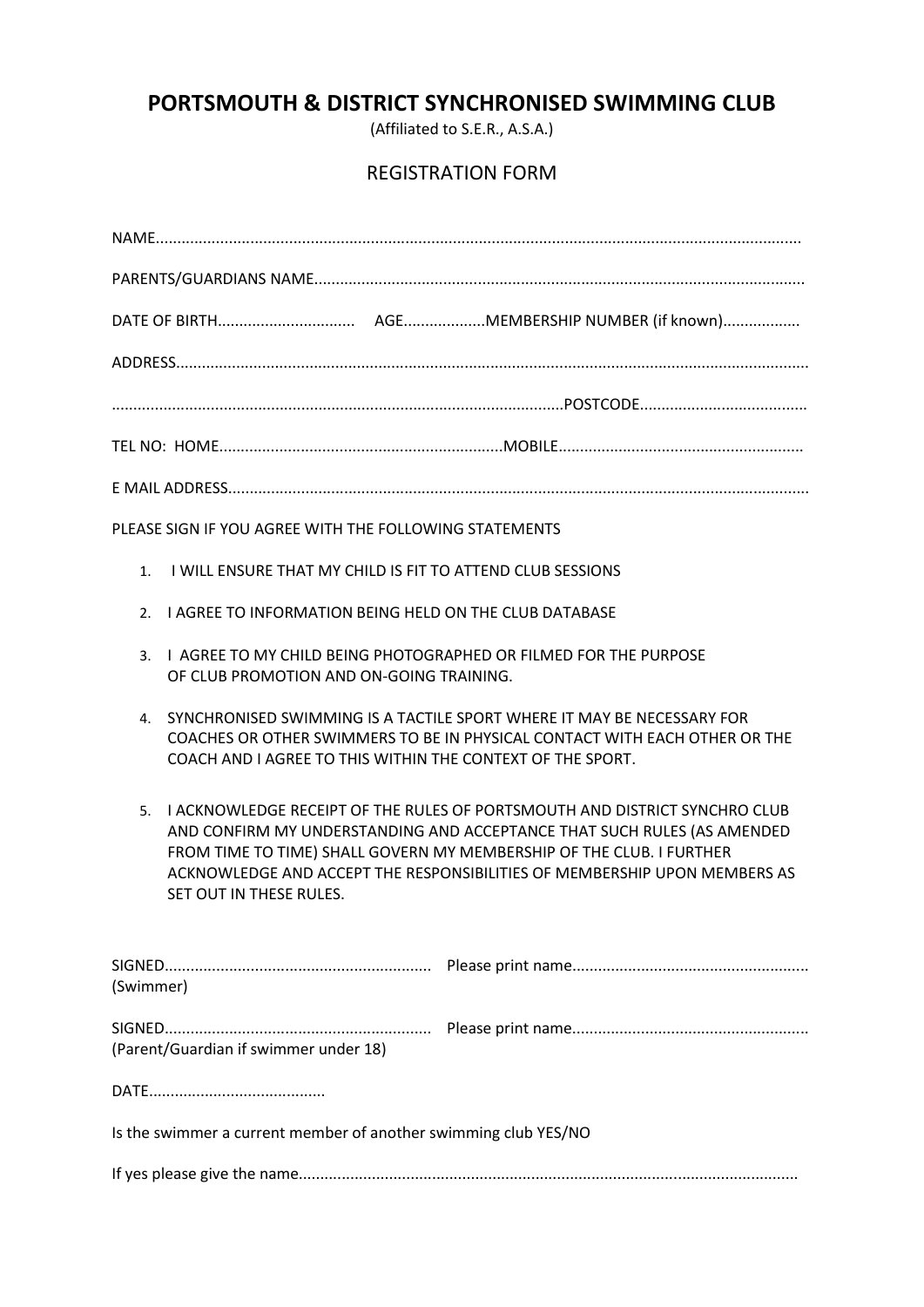# PORTSMOUTH & DISTRICT SYNCHRONISED SWIMMING CLUB

(Affiliated to S.E.R., A.S.A.)

## REGISTRATION FORM

NAME..................................................................................................................................................

PARENTS/GUARDIANS NAME................................................................................................................

DATE OF BIRTH................................ AGE...................MEMBERSHIP NUMBER (if known)..................

ADDRESS..................................................................................................................................................

........................................................................................................POSTCODE......................................

TEL NO: HOME..................................................................MOBILE........................................................

E MAIL ADDRESS.....................................................................................................................................

PLEASE SIGN IF YOU AGREE WITH THE FOLLOWING STATEMENTS

1. I WILL ENSURE THAT MY CHILD IS FIT TO ATTEND CLUB SESSIONS
2. I AGREE TO INFORMATION BEING HELD ON THE CLUB DATABASE
3. I AGREE TO MY CHILD BEING PHOTOGRAPHED OR FILMED FOR THE PURPOSE OF CLUB PROMOTION AND ON-GOING TRAINING.
4. SYNCHRONISED SWIMMING IS A TACTILE SPORT WHERE IT MAY BE NECESSARY FOR COACHES OR OTHER SWIMMERS TO BE IN PHYSICAL CONTACT WITH EACH OTHER OR THE COACH AND I AGREE TO THIS WITHIN THE CONTEXT OF THE SPORT.
5. I ACKNOWLEDGE RECEIPT OF THE RULES OF PORTSMOUTH AND DISTRICT SYNCHRO CLUB AND CONFIRM MY UNDERSTANDING AND ACCEPTANCE THAT SUCH RULES (AS AMENDED FROM TIME TO TIME) SHALL GOVERN MY MEMBERSHIP OF THE CLUB. I FURTHER ACKNOWLEDGE AND ACCEPT THE RESPONSIBILITIES OF MEMBERSHIP UPON MEMBERS AS SET OUT IN THESE RULES.

SIGNED............................................................. Please print name......................................................
(Swimmer)

SIGNED............................................................. Please print name......................................................
(Parent/Guardian if swimmer under 18)

DATE.........................................

Is the swimmer a current member of another swimming club YES/NO

If yes please give the name..................................................................................................................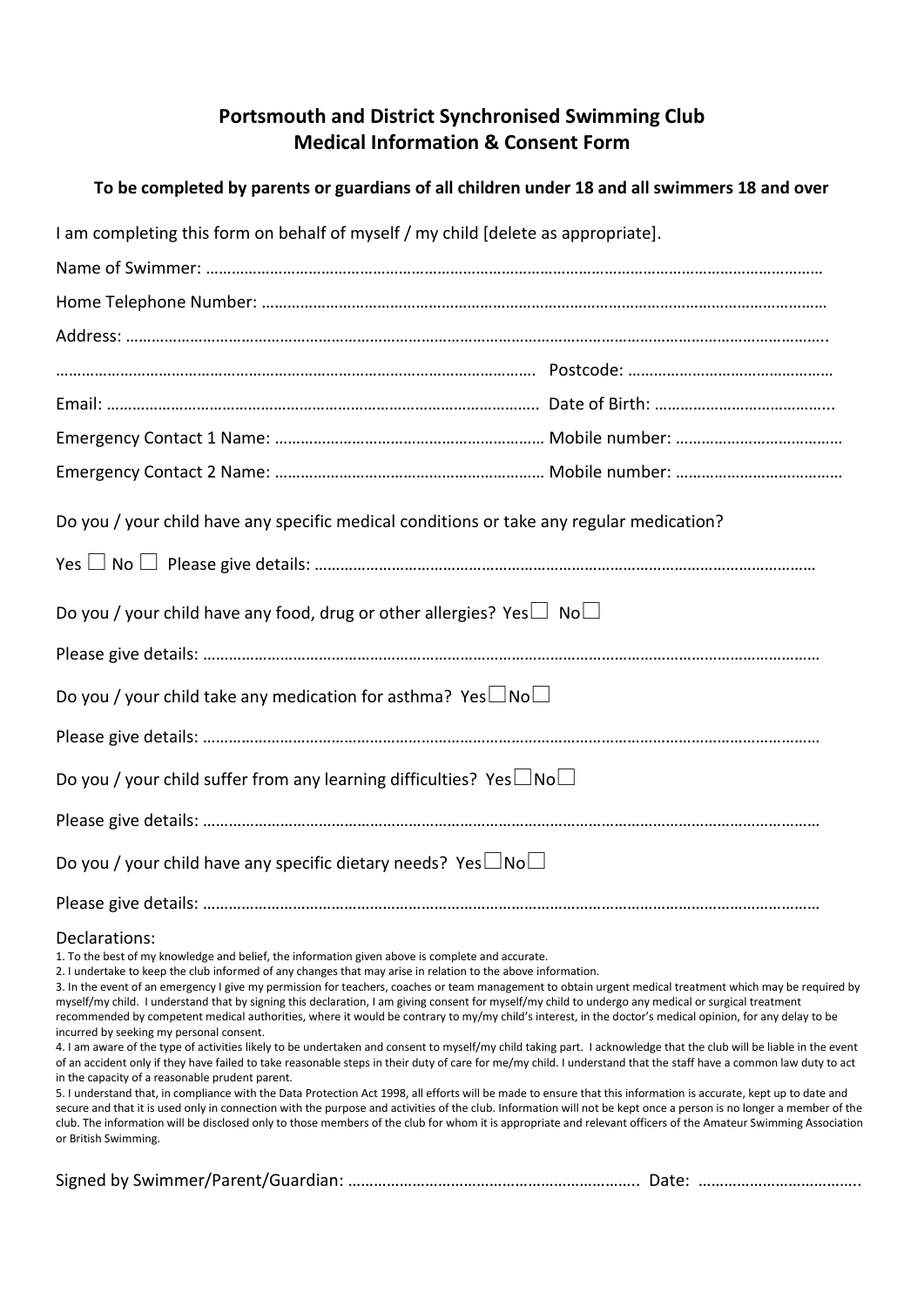# Portsmouth and District Synchronised Swimming Club
# Medical Information & Consent Form

**To be completed by parents or guardians of all children under 18 and all swimmers 18 and over**

I am completing this form on behalf of myself / my child [delete as appropriate].

Name of Swimmer: ……………………………………………………………………………………………………………………………

Home Telephone Number: ………………………………………………………………………………………………………………

Address: ……………………………………………………………………………………………………………………………………….

……………………………………………………………………………………………… Postcode: …………………………………………

Email: ……………………………………………………………………………………….. Date of Birth: …………………………………...

Emergency Contact 1 Name: ……………………………………………………… Mobile number: …………………………………

Emergency Contact 2 Name: ……………………………………………………… Mobile number: …………………………………

Do you / your child have any specific medical conditions or take any regular medication?

Yes ☐ No ☐ Please give details: ………………………………………………………………………………………………………

Do you / your child have any food, drug or other allergies? Yes☐ No☐

Please give details: ……………………………………………………………………………………………………………………………

Do you / your child take any medication for asthma? Yes☐No☐

Please give details: ……………………………………………………………………………………………………………………………

Do you / your child suffer from any learning difficulties? Yes☐No☐

Please give details: ……………………………………………………………………………………………………………………………

Do you / your child have any specific dietary needs? Yes☐No☐

Please give details: ……………………………………………………………………………………………………………………………

Declarations:

1. To the best of my knowledge and belief, the information given above is complete and accurate.
2. I undertake to keep the club informed of any changes that may arise in relation to the above information.
3. In the event of an emergency I give my permission for teachers, coaches or team management to obtain urgent medical treatment which may be required by myself/my child. I understand that by signing this declaration, I am giving consent for myself/my child to undergo any medical or surgical treatment recommended by competent medical authorities, where it would be contrary to my/my child's interest, in the doctor's medical opinion, for any delay to be incurred by seeking my personal consent.
4. I am aware of the type of activities likely to be undertaken and consent to myself/my child taking part. I acknowledge that the club will be liable in the event of an accident only if they have failed to take reasonable steps in their duty of care for me/my child. I understand that the staff have a common law duty to act in the capacity of a reasonable prudent parent.
5. I understand that, in compliance with the Data Protection Act 1998, all efforts will be made to ensure that this information is accurate, kept up to date and secure and that it is used only in connection with the purpose and activities of the club. Information will not be kept once a person is no longer a member of the club. The information will be disclosed only to those members of the club for whom it is appropriate and relevant officers of the Amateur Swimming Association or British Swimming.

Signed by Swimmer/Parent/Guardian: ………………………………………………………….. Date: ………………………………..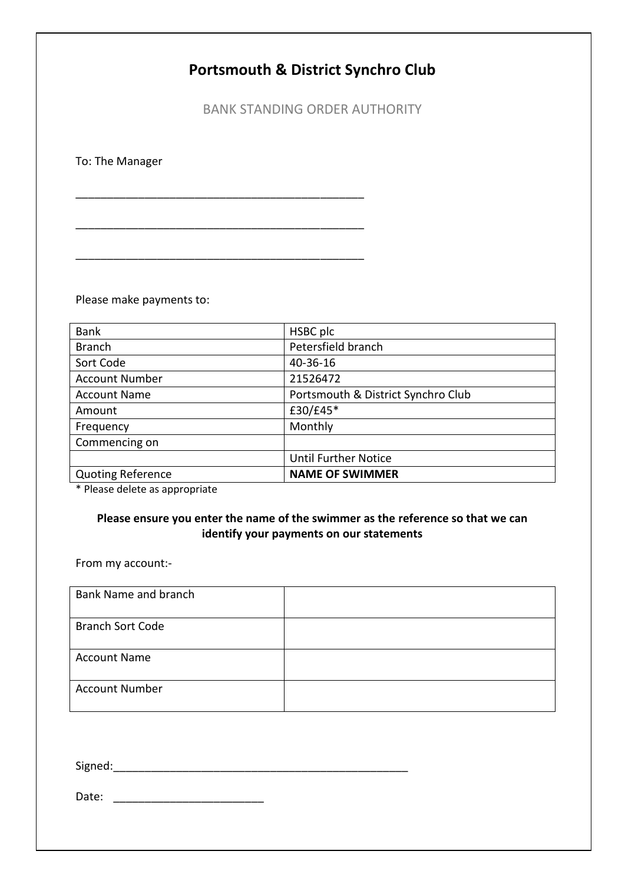# Portsmouth & District Synchro Club

BANK STANDING ORDER AUTHORITY

To: The Manager

_______________________________________________

_______________________________________________

_______________________________________________

Please make payments to:

| | |
|---|---|
| Bank | HSBC plc |
| Branch | Petersfield branch |
| Sort Code | 40-36-16 |
| Account Number | 21526472 |
| Account Name | Portsmouth & District Synchro Club |
| Amount | £30/£45* |
| Frequency | Monthly |
| Commencing on | |
| | Until Further Notice |
| Quoting Reference | **NAME OF SWIMMER** |

\* Please delete as appropriate

**Please ensure you enter the name of the swimmer as the reference so that we can identify your payments on our statements**

From my account:-

| | |
|---|---|
| Bank Name and branch | |
| Branch Sort Code | |
| Account Name | |
| Account Number | |

Signed:_________________________________________________

Date: ________________________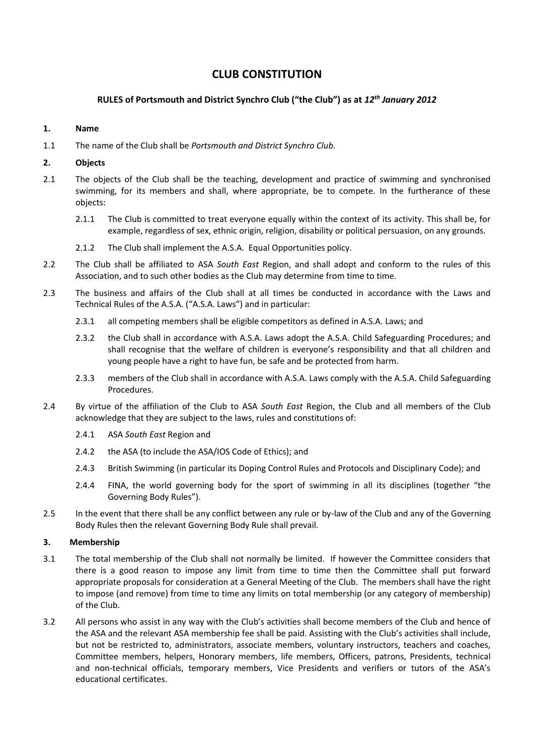# CLUB CONSTITUTION

**RULES of Portsmouth and District Synchro Club ("the Club") as at *12th January 2012***

**1. Name**

1.1 The name of the Club shall be *Portsmouth and District Synchro Club.*

**2. Objects**

2.1 The objects of the Club shall be the teaching, development and practice of swimming and synchronised swimming, for its members and shall, where appropriate, be to compete. In the furtherance of these objects:

2.1.1 The Club is committed to treat everyone equally within the context of its activity. This shall be, for example, regardless of sex, ethnic origin, religion, disability or political persuasion, on any grounds.

2.1.2 The Club shall implement the A.S.A. Equal Opportunities policy.

2.2 The Club shall be affiliated to ASA *South East* Region, and shall adopt and conform to the rules of this Association, and to such other bodies as the Club may determine from time to time.

2.3 The business and affairs of the Club shall at all times be conducted in accordance with the Laws and Technical Rules of the A.S.A. ("A.S.A. Laws") and in particular:

2.3.1 all competing members shall be eligible competitors as defined in A.S.A. Laws; and

2.3.2 the Club shall in accordance with A.S.A. Laws adopt the A.S.A. Child Safeguarding Procedures; and shall recognise that the welfare of children is everyone's responsibility and that all children and young people have a right to have fun, be safe and be protected from harm.

2.3.3 members of the Club shall in accordance with A.S.A. Laws comply with the A.S.A. Child Safeguarding Procedures.

2.4 By virtue of the affiliation of the Club to ASA *South East* Region, the Club and all members of the Club acknowledge that they are subject to the laws, rules and constitutions of:

2.4.1 ASA *South East* Region and

2.4.2 the ASA (to include the ASA/IOS Code of Ethics); and

2.4.3 British Swimming (in particular its Doping Control Rules and Protocols and Disciplinary Code); and

2.4.4 FINA, the world governing body for the sport of swimming in all its disciplines (together "the Governing Body Rules").

2.5 In the event that there shall be any conflict between any rule or by-law of the Club and any of the Governing Body Rules then the relevant Governing Body Rule shall prevail.

**3. Membership**

3.1 The total membership of the Club shall not normally be limited. If however the Committee considers that there is a good reason to impose any limit from time to time then the Committee shall put forward appropriate proposals for consideration at a General Meeting of the Club. The members shall have the right to impose (and remove) from time to time any limits on total membership (or any category of membership) of the Club.

3.2 All persons who assist in any way with the Club's activities shall become members of the Club and hence of the ASA and the relevant ASA membership fee shall be paid. Assisting with the Club's activities shall include, but not be restricted to, administrators, associate members, voluntary instructors, teachers and coaches, Committee members, helpers, Honorary members, life members, Officers, patrons, Presidents, technical and non-technical officials, temporary members, Vice Presidents and verifiers or tutors of the ASA's educational certificates.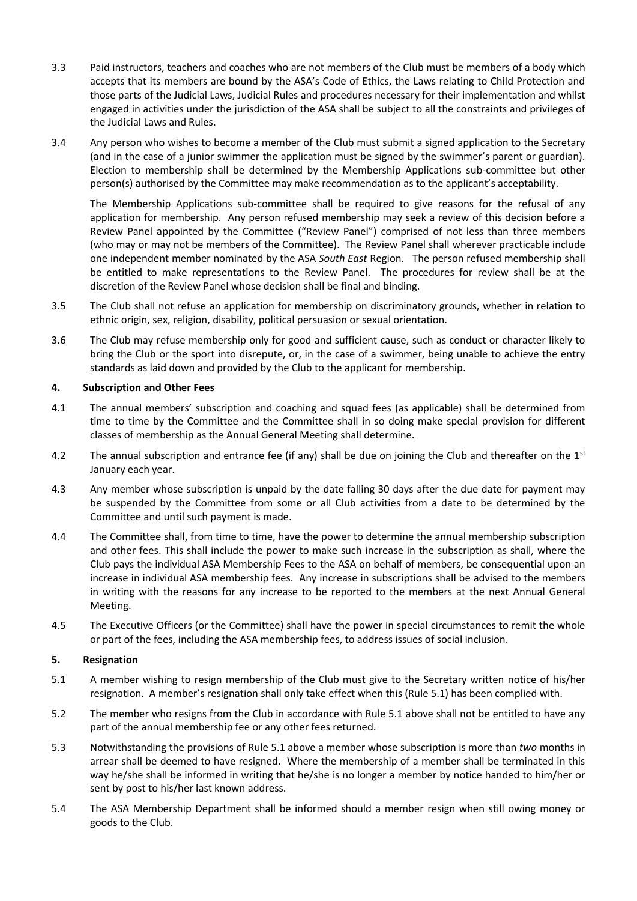3.3 Paid instructors, teachers and coaches who are not members of the Club must be members of a body which accepts that its members are bound by the ASA's Code of Ethics, the Laws relating to Child Protection and those parts of the Judicial Laws, Judicial Rules and procedures necessary for their implementation and whilst engaged in activities under the jurisdiction of the ASA shall be subject to all the constraints and privileges of the Judicial Laws and Rules.

3.4 Any person who wishes to become a member of the Club must submit a signed application to the Secretary (and in the case of a junior swimmer the application must be signed by the swimmer's parent or guardian). Election to membership shall be determined by the Membership Applications sub-committee but other person(s) authorised by the Committee may make recommendation as to the applicant's acceptability.

The Membership Applications sub-committee shall be required to give reasons for the refusal of any application for membership. Any person refused membership may seek a review of this decision before a Review Panel appointed by the Committee ("Review Panel") comprised of not less than three members (who may or may not be members of the Committee). The Review Panel shall wherever practicable include one independent member nominated by the ASA *South East* Region. The person refused membership shall be entitled to make representations to the Review Panel. The procedures for review shall be at the discretion of the Review Panel whose decision shall be final and binding.

3.5 The Club shall not refuse an application for membership on discriminatory grounds, whether in relation to ethnic origin, sex, religion, disability, political persuasion or sexual orientation.

3.6 The Club may refuse membership only for good and sufficient cause, such as conduct or character likely to bring the Club or the sport into disrepute, or, in the case of a swimmer, being unable to achieve the entry standards as laid down and provided by the Club to the applicant for membership.

## 4. Subscription and Other Fees

4.1 The annual members' subscription and coaching and squad fees (as applicable) shall be determined from time to time by the Committee and the Committee shall in so doing make special provision for different classes of membership as the Annual General Meeting shall determine.

4.2 The annual subscription and entrance fee (if any) shall be due on joining the Club and thereafter on the 1st January each year.

4.3 Any member whose subscription is unpaid by the date falling 30 days after the due date for payment may be suspended by the Committee from some or all Club activities from a date to be determined by the Committee and until such payment is made.

4.4 The Committee shall, from time to time, have the power to determine the annual membership subscription and other fees. This shall include the power to make such increase in the subscription as shall, where the Club pays the individual ASA Membership Fees to the ASA on behalf of members, be consequential upon an increase in individual ASA membership fees. Any increase in subscriptions shall be advised to the members in writing with the reasons for any increase to be reported to the members at the next Annual General Meeting.

4.5 The Executive Officers (or the Committee) shall have the power in special circumstances to remit the whole or part of the fees, including the ASA membership fees, to address issues of social inclusion.

## 5. Resignation

5.1 A member wishing to resign membership of the Club must give to the Secretary written notice of his/her resignation. A member's resignation shall only take effect when this (Rule 5.1) has been complied with.

5.2 The member who resigns from the Club in accordance with Rule 5.1 above shall not be entitled to have any part of the annual membership fee or any other fees returned.

5.3 Notwithstanding the provisions of Rule 5.1 above a member whose subscription is more than *two* months in arrear shall be deemed to have resigned. Where the membership of a member shall be terminated in this way he/she shall be informed in writing that he/she is no longer a member by notice handed to him/her or sent by post to his/her last known address.

5.4 The ASA Membership Department shall be informed should a member resign when still owing money or goods to the Club.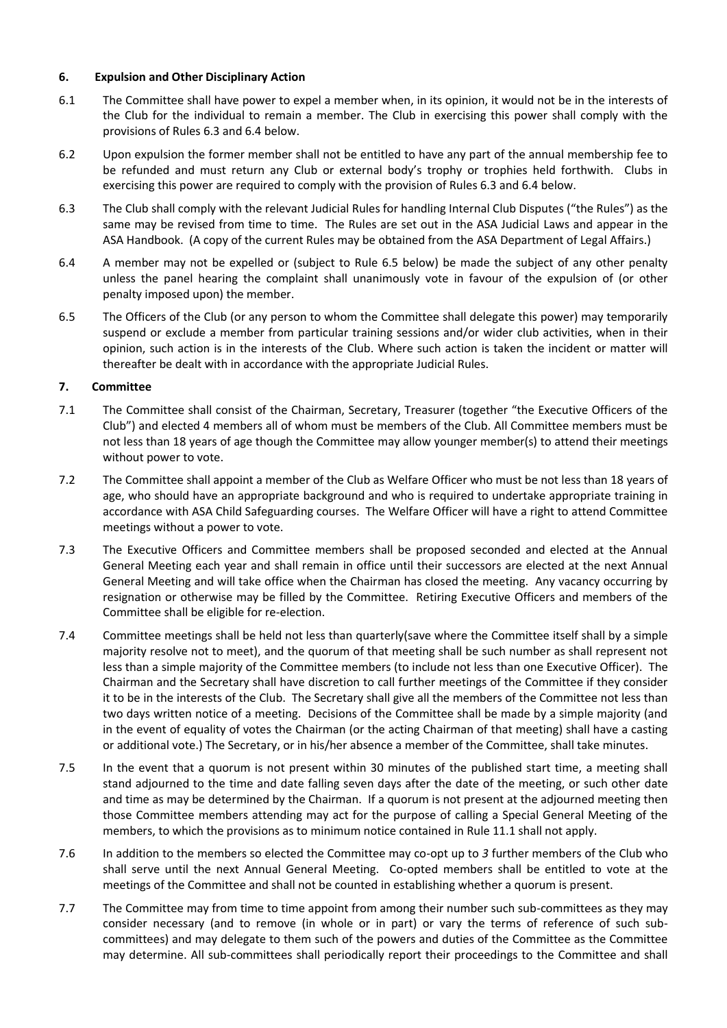## 6. Expulsion and Other Disciplinary Action

6.1 The Committee shall have power to expel a member when, in its opinion, it would not be in the interests of the Club for the individual to remain a member. The Club in exercising this power shall comply with the provisions of Rules 6.3 and 6.4 below.

6.2 Upon expulsion the former member shall not be entitled to have any part of the annual membership fee to be refunded and must return any Club or external body's trophy or trophies held forthwith. Clubs in exercising this power are required to comply with the provision of Rules 6.3 and 6.4 below.

6.3 The Club shall comply with the relevant Judicial Rules for handling Internal Club Disputes ("the Rules") as the same may be revised from time to time. The Rules are set out in the ASA Judicial Laws and appear in the ASA Handbook. (A copy of the current Rules may be obtained from the ASA Department of Legal Affairs.)

6.4 A member may not be expelled or (subject to Rule 6.5 below) be made the subject of any other penalty unless the panel hearing the complaint shall unanimously vote in favour of the expulsion of (or other penalty imposed upon) the member.

6.5 The Officers of the Club (or any person to whom the Committee shall delegate this power) may temporarily suspend or exclude a member from particular training sessions and/or wider club activities, when in their opinion, such action is in the interests of the Club. Where such action is taken the incident or matter will thereafter be dealt with in accordance with the appropriate Judicial Rules.

## 7. Committee

7.1 The Committee shall consist of the Chairman, Secretary, Treasurer (together "the Executive Officers of the Club") and elected 4 members all of whom must be members of the Club. All Committee members must be not less than 18 years of age though the Committee may allow younger member(s) to attend their meetings without power to vote.

7.2 The Committee shall appoint a member of the Club as Welfare Officer who must be not less than 18 years of age, who should have an appropriate background and who is required to undertake appropriate training in accordance with ASA Child Safeguarding courses. The Welfare Officer will have a right to attend Committee meetings without a power to vote.

7.3 The Executive Officers and Committee members shall be proposed seconded and elected at the Annual General Meeting each year and shall remain in office until their successors are elected at the next Annual General Meeting and will take office when the Chairman has closed the meeting. Any vacancy occurring by resignation or otherwise may be filled by the Committee. Retiring Executive Officers and members of the Committee shall be eligible for re-election.

7.4 Committee meetings shall be held not less than quarterly(save where the Committee itself shall by a simple majority resolve not to meet), and the quorum of that meeting shall be such number as shall represent not less than a simple majority of the Committee members (to include not less than one Executive Officer). The Chairman and the Secretary shall have discretion to call further meetings of the Committee if they consider it to be in the interests of the Club. The Secretary shall give all the members of the Committee not less than two days written notice of a meeting. Decisions of the Committee shall be made by a simple majority (and in the event of equality of votes the Chairman (or the acting Chairman of that meeting) shall have a casting or additional vote.) The Secretary, or in his/her absence a member of the Committee, shall take minutes.

7.5 In the event that a quorum is not present within 30 minutes of the published start time, a meeting shall stand adjourned to the time and date falling seven days after the date of the meeting, or such other date and time as may be determined by the Chairman. If a quorum is not present at the adjourned meeting then those Committee members attending may act for the purpose of calling a Special General Meeting of the members, to which the provisions as to minimum notice contained in Rule 11.1 shall not apply.

7.6 In addition to the members so elected the Committee may co-opt up to *3* further members of the Club who shall serve until the next Annual General Meeting. Co-opted members shall be entitled to vote at the meetings of the Committee and shall not be counted in establishing whether a quorum is present.

7.7 The Committee may from time to time appoint from among their number such sub-committees as they may consider necessary (and to remove (in whole or in part) or vary the terms of reference of such sub-committees) and may delegate to them such of the powers and duties of the Committee as the Committee may determine. All sub-committees shall periodically report their proceedings to the Committee and shall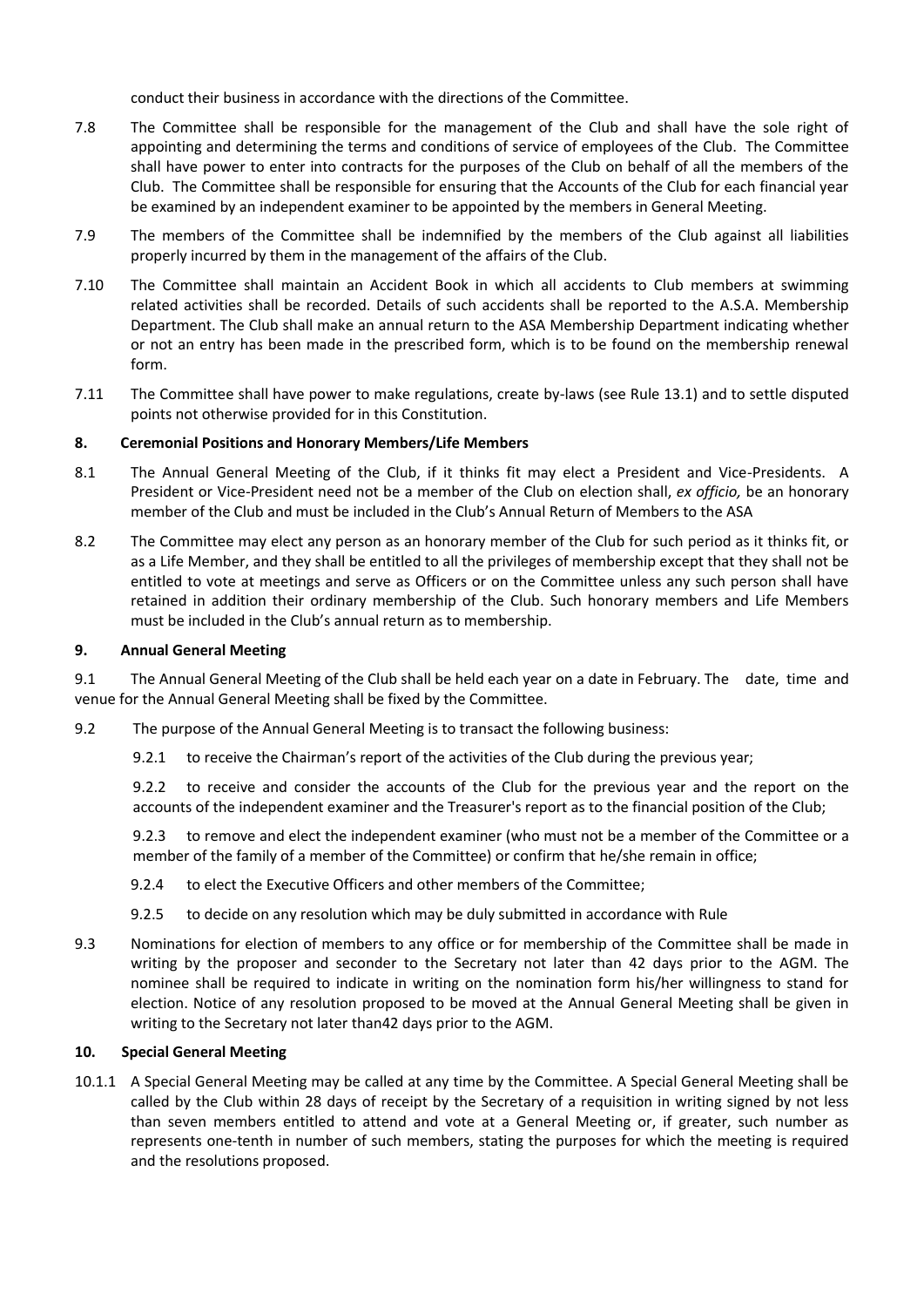conduct their business in accordance with the directions of the Committee.

7.8 The Committee shall be responsible for the management of the Club and shall have the sole right of appointing and determining the terms and conditions of service of employees of the Club. The Committee shall have power to enter into contracts for the purposes of the Club on behalf of all the members of the Club. The Committee shall be responsible for ensuring that the Accounts of the Club for each financial year be examined by an independent examiner to be appointed by the members in General Meeting.

7.9 The members of the Committee shall be indemnified by the members of the Club against all liabilities properly incurred by them in the management of the affairs of the Club.

7.10 The Committee shall maintain an Accident Book in which all accidents to Club members at swimming related activities shall be recorded. Details of such accidents shall be reported to the A.S.A. Membership Department. The Club shall make an annual return to the ASA Membership Department indicating whether or not an entry has been made in the prescribed form, which is to be found on the membership renewal form.

7.11 The Committee shall have power to make regulations, create by-laws (see Rule 13.1) and to settle disputed points not otherwise provided for in this Constitution.

**8. Ceremonial Positions and Honorary Members/Life Members**

8.1 The Annual General Meeting of the Club, if it thinks fit may elect a President and Vice-Presidents. A President or Vice-President need not be a member of the Club on election shall, *ex officio,* be an honorary member of the Club and must be included in the Club's Annual Return of Members to the ASA

8.2 The Committee may elect any person as an honorary member of the Club for such period as it thinks fit, or as a Life Member, and they shall be entitled to all the privileges of membership except that they shall not be entitled to vote at meetings and serve as Officers or on the Committee unless any such person shall have retained in addition their ordinary membership of the Club. Such honorary members and Life Members must be included in the Club's annual return as to membership.

**9. Annual General Meeting**

9.1 The Annual General Meeting of the Club shall be held each year on a date in February. The date, time and venue for the Annual General Meeting shall be fixed by the Committee.

9.2 The purpose of the Annual General Meeting is to transact the following business:

9.2.1 to receive the Chairman's report of the activities of the Club during the previous year;

9.2.2 to receive and consider the accounts of the Club for the previous year and the report on the accounts of the independent examiner and the Treasurer's report as to the financial position of the Club;

9.2.3 to remove and elect the independent examiner (who must not be a member of the Committee or a member of the family of a member of the Committee) or confirm that he/she remain in office;

9.2.4 to elect the Executive Officers and other members of the Committee;

9.2.5 to decide on any resolution which may be duly submitted in accordance with Rule

9.3 Nominations for election of members to any office or for membership of the Committee shall be made in writing by the proposer and seconder to the Secretary not later than 42 days prior to the AGM. The nominee shall be required to indicate in writing on the nomination form his/her willingness to stand for election. Notice of any resolution proposed to be moved at the Annual General Meeting shall be given in writing to the Secretary not later than42 days prior to the AGM.

**10. Special General Meeting**

10.1.1 A Special General Meeting may be called at any time by the Committee. A Special General Meeting shall be called by the Club within 28 days of receipt by the Secretary of a requisition in writing signed by not less than seven members entitled to attend and vote at a General Meeting or, if greater, such number as represents one-tenth in number of such members, stating the purposes for which the meeting is required and the resolutions proposed.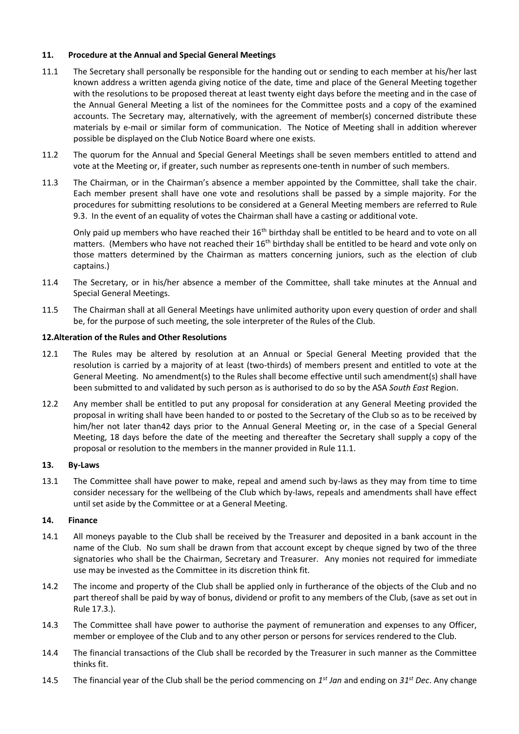**11. Procedure at the Annual and Special General Meetings**

11.1 The Secretary shall personally be responsible for the handing out or sending to each member at his/her last known address a written agenda giving notice of the date, time and place of the General Meeting together with the resolutions to be proposed thereat at least twenty eight days before the meeting and in the case of the Annual General Meeting a list of the nominees for the Committee posts and a copy of the examined accounts. The Secretary may, alternatively, with the agreement of member(s) concerned distribute these materials by e-mail or similar form of communication. The Notice of Meeting shall in addition wherever possible be displayed on the Club Notice Board where one exists.

11.2 The quorum for the Annual and Special General Meetings shall be seven members entitled to attend and vote at the Meeting or, if greater, such number as represents one-tenth in number of such members.

11.3 The Chairman, or in the Chairman's absence a member appointed by the Committee, shall take the chair. Each member present shall have one vote and resolutions shall be passed by a simple majority. For the procedures for submitting resolutions to be considered at a General Meeting members are referred to Rule 9.3. In the event of an equality of votes the Chairman shall have a casting or additional vote.

Only paid up members who have reached their 16th birthday shall be entitled to be heard and to vote on all matters. (Members who have not reached their 16th birthday shall be entitled to be heard and vote only on those matters determined by the Chairman as matters concerning juniors, such as the election of club captains.)

11.4 The Secretary, or in his/her absence a member of the Committee, shall take minutes at the Annual and Special General Meetings.

11.5 The Chairman shall at all General Meetings have unlimited authority upon every question of order and shall be, for the purpose of such meeting, the sole interpreter of the Rules of the Club.

**12. Alteration of the Rules and Other Resolutions**

12.1 The Rules may be altered by resolution at an Annual or Special General Meeting provided that the resolution is carried by a majority of at least (two-thirds) of members present and entitled to vote at the General Meeting. No amendment(s) to the Rules shall become effective until such amendment(s) shall have been submitted to and validated by such person as is authorised to do so by the ASA *South East* Region.

12.2 Any member shall be entitled to put any proposal for consideration at any General Meeting provided the proposal in writing shall have been handed to or posted to the Secretary of the Club so as to be received by him/her not later than42 days prior to the Annual General Meeting or, in the case of a Special General Meeting, 18 days before the date of the meeting and thereafter the Secretary shall supply a copy of the proposal or resolution to the members in the manner provided in Rule 11.1.

**13. By-Laws**

13.1 The Committee shall have power to make, repeal and amend such by-laws as they may from time to time consider necessary for the wellbeing of the Club which by-laws, repeals and amendments shall have effect until set aside by the Committee or at a General Meeting.

**14. Finance**

14.1 All moneys payable to the Club shall be received by the Treasurer and deposited in a bank account in the name of the Club. No sum shall be drawn from that account except by cheque signed by two of the three signatories who shall be the Chairman, Secretary and Treasurer. Any monies not required for immediate use may be invested as the Committee in its discretion think fit.

14.2 The income and property of the Club shall be applied only in furtherance of the objects of the Club and no part thereof shall be paid by way of bonus, dividend or profit to any members of the Club, (save as set out in Rule 17.3.).

14.3 The Committee shall have power to authorise the payment of remuneration and expenses to any Officer, member or employee of the Club and to any other person or persons for services rendered to the Club.

14.4 The financial transactions of the Club shall be recorded by the Treasurer in such manner as the Committee thinks fit.

14.5 The financial year of the Club shall be the period commencing on *1st Jan* and ending on *31st Dec*. Any change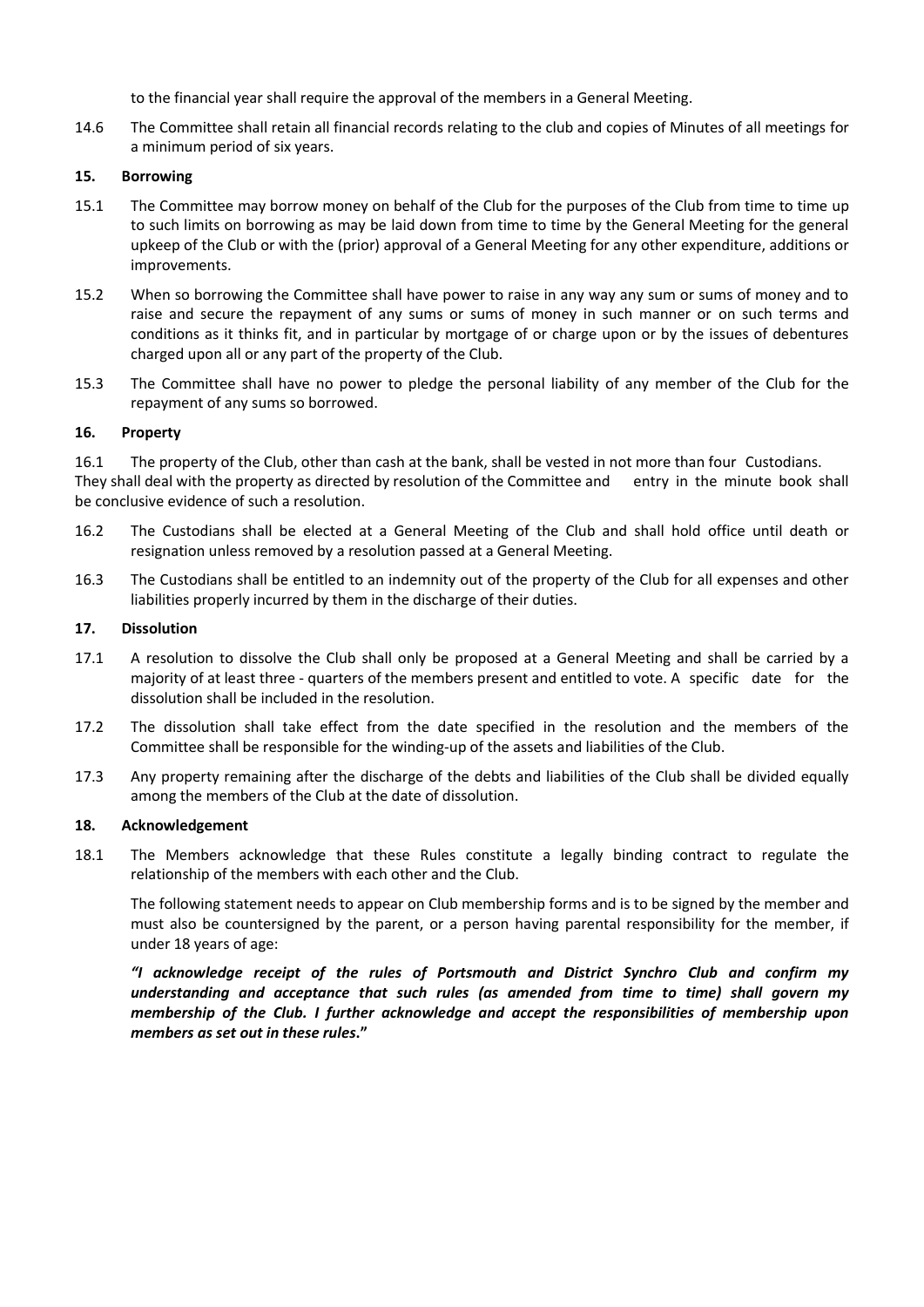to the financial year shall require the approval of the members in a General Meeting.

14.6 The Committee shall retain all financial records relating to the club and copies of Minutes of all meetings for a minimum period of six years.

**15. Borrowing**

15.1 The Committee may borrow money on behalf of the Club for the purposes of the Club from time to time up to such limits on borrowing as may be laid down from time to time by the General Meeting for the general upkeep of the Club or with the (prior) approval of a General Meeting for any other expenditure, additions or improvements.

15.2 When so borrowing the Committee shall have power to raise in any way any sum or sums of money and to raise and secure the repayment of any sums or sums of money in such manner or on such terms and conditions as it thinks fit, and in particular by mortgage of or charge upon or by the issues of debentures charged upon all or any part of the property of the Club.

15.3 The Committee shall have no power to pledge the personal liability of any member of the Club for the repayment of any sums so borrowed.

**16. Property**

16.1 The property of the Club, other than cash at the bank, shall be vested in not more than four Custodians. They shall deal with the property as directed by resolution of the Committee and entry in the minute book shall be conclusive evidence of such a resolution.

16.2 The Custodians shall be elected at a General Meeting of the Club and shall hold office until death or resignation unless removed by a resolution passed at a General Meeting.

16.3 The Custodians shall be entitled to an indemnity out of the property of the Club for all expenses and other liabilities properly incurred by them in the discharge of their duties.

**17. Dissolution**

17.1 A resolution to dissolve the Club shall only be proposed at a General Meeting and shall be carried by a majority of at least three - quarters of the members present and entitled to vote. A specific date for the dissolution shall be included in the resolution.

17.2 The dissolution shall take effect from the date specified in the resolution and the members of the Committee shall be responsible for the winding-up of the assets and liabilities of the Club.

17.3 Any property remaining after the discharge of the debts and liabilities of the Club shall be divided equally among the members of the Club at the date of dissolution.

**18. Acknowledgement**

18.1 The Members acknowledge that these Rules constitute a legally binding contract to regulate the relationship of the members with each other and the Club.

The following statement needs to appear on Club membership forms and is to be signed by the member and must also be countersigned by the parent, or a person having parental responsibility for the member, if under 18 years of age:

***"I acknowledge receipt of the rules of Portsmouth and District Synchro Club and confirm my understanding and acceptance that such rules (as amended from time to time) shall govern my membership of the Club. I further acknowledge and accept the responsibilities of membership upon members as set out in these rules."***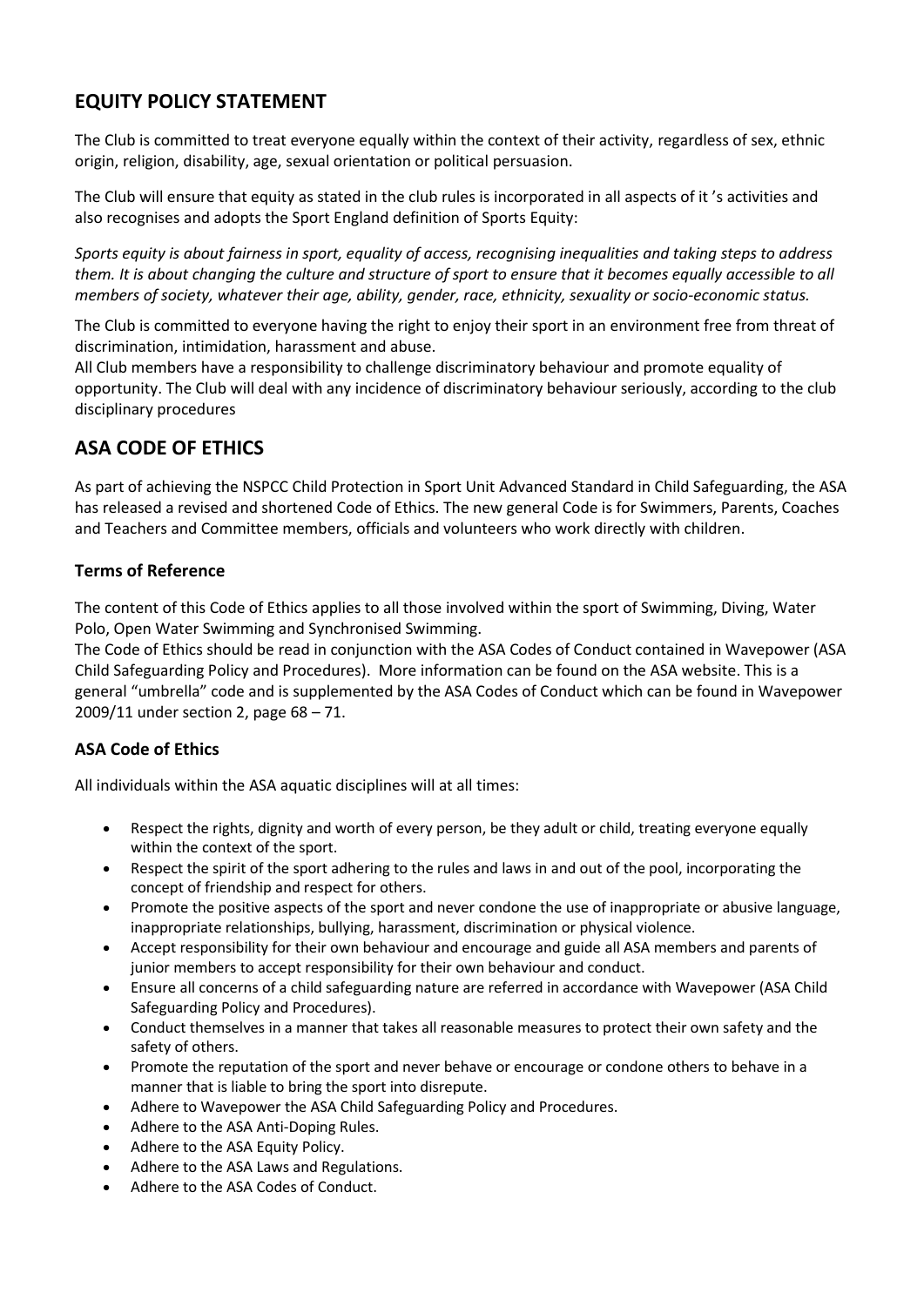## EQUITY POLICY STATEMENT

The Club is committed to treat everyone equally within the context of their activity, regardless of sex, ethnic origin, religion, disability, age, sexual orientation or political persuasion.

The Club will ensure that equity as stated in the club rules is incorporated in all aspects of it 's activities and also recognises and adopts the Sport England definition of Sports Equity:

*Sports equity is about fairness in sport, equality of access, recognising inequalities and taking steps to address them. It is about changing the culture and structure of sport to ensure that it becomes equally accessible to all members of society, whatever their age, ability, gender, race, ethnicity, sexuality or socio-economic status.*

The Club is committed to everyone having the right to enjoy their sport in an environment free from threat of discrimination, intimidation, harassment and abuse.
All Club members have a responsibility to challenge discriminatory behaviour and promote equality of opportunity. The Club will deal with any incidence of discriminatory behaviour seriously, according to the club disciplinary procedures

## ASA CODE OF ETHICS

As part of achieving the NSPCC Child Protection in Sport Unit Advanced Standard in Child Safeguarding, the ASA has released a revised and shortened Code of Ethics. The new general Code is for Swimmers, Parents, Coaches and Teachers and Committee members, officials and volunteers who work directly with children.

### Terms of Reference

The content of this Code of Ethics applies to all those involved within the sport of Swimming, Diving, Water Polo, Open Water Swimming and Synchronised Swimming.
The Code of Ethics should be read in conjunction with the ASA Codes of Conduct contained in Wavepower (ASA Child Safeguarding Policy and Procedures). More information can be found on the ASA website. This is a general "umbrella" code and is supplemented by the ASA Codes of Conduct which can be found in Wavepower 2009/11 under section 2, page 68 – 71.

### ASA Code of Ethics

All individuals within the ASA aquatic disciplines will at all times:

- Respect the rights, dignity and worth of every person, be they adult or child, treating everyone equally within the context of the sport.
- Respect the spirit of the sport adhering to the rules and laws in and out of the pool, incorporating the concept of friendship and respect for others.
- Promote the positive aspects of the sport and never condone the use of inappropriate or abusive language, inappropriate relationships, bullying, harassment, discrimination or physical violence.
- Accept responsibility for their own behaviour and encourage and guide all ASA members and parents of junior members to accept responsibility for their own behaviour and conduct.
- Ensure all concerns of a child safeguarding nature are referred in accordance with Wavepower (ASA Child Safeguarding Policy and Procedures).
- Conduct themselves in a manner that takes all reasonable measures to protect their own safety and the safety of others.
- Promote the reputation of the sport and never behave or encourage or condone others to behave in a manner that is liable to bring the sport into disrepute.
- Adhere to Wavepower the ASA Child Safeguarding Policy and Procedures.
- Adhere to the ASA Anti-Doping Rules.
- Adhere to the ASA Equity Policy.
- Adhere to the ASA Laws and Regulations.
- Adhere to the ASA Codes of Conduct.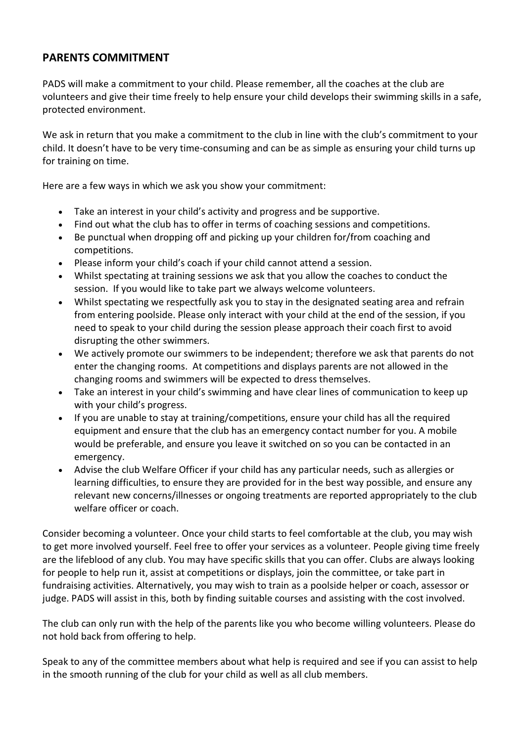## PARENTS COMMITMENT

PADS will make a commitment to your child. Please remember, all the coaches at the club are volunteers and give their time freely to help ensure your child develops their swimming skills in a safe, protected environment.

We ask in return that you make a commitment to the club in line with the club's commitment to your child. It doesn't have to be very time-consuming and can be as simple as ensuring your child turns up for training on time.

Here are a few ways in which we ask you show your commitment:

- Take an interest in your child's activity and progress and be supportive.
- Find out what the club has to offer in terms of coaching sessions and competitions.
- Be punctual when dropping off and picking up your children for/from coaching and competitions.
- Please inform your child's coach if your child cannot attend a session.
- Whilst spectating at training sessions we ask that you allow the coaches to conduct the session. If you would like to take part we always welcome volunteers.
- Whilst spectating we respectfully ask you to stay in the designated seating area and refrain from entering poolside. Please only interact with your child at the end of the session, if you need to speak to your child during the session please approach their coach first to avoid disrupting the other swimmers.
- We actively promote our swimmers to be independent; therefore we ask that parents do not enter the changing rooms. At competitions and displays parents are not allowed in the changing rooms and swimmers will be expected to dress themselves.
- Take an interest in your child's swimming and have clear lines of communication to keep up with your child's progress.
- If you are unable to stay at training/competitions, ensure your child has all the required equipment and ensure that the club has an emergency contact number for you. A mobile would be preferable, and ensure you leave it switched on so you can be contacted in an emergency.
- Advise the club Welfare Officer if your child has any particular needs, such as allergies or learning difficulties, to ensure they are provided for in the best way possible, and ensure any relevant new concerns/illnesses or ongoing treatments are reported appropriately to the club welfare officer or coach.

Consider becoming a volunteer. Once your child starts to feel comfortable at the club, you may wish to get more involved yourself. Feel free to offer your services as a volunteer. People giving time freely are the lifeblood of any club. You may have specific skills that you can offer. Clubs are always looking for people to help run it, assist at competitions or displays, join the committee, or take part in fundraising activities. Alternatively, you may wish to train as a poolside helper or coach, assessor or judge. PADS will assist in this, both by finding suitable courses and assisting with the cost involved.

The club can only run with the help of the parents like you who become willing volunteers. Please do not hold back from offering to help.

Speak to any of the committee members about what help is required and see if you can assist to help in the smooth running of the club for your child as well as all club members.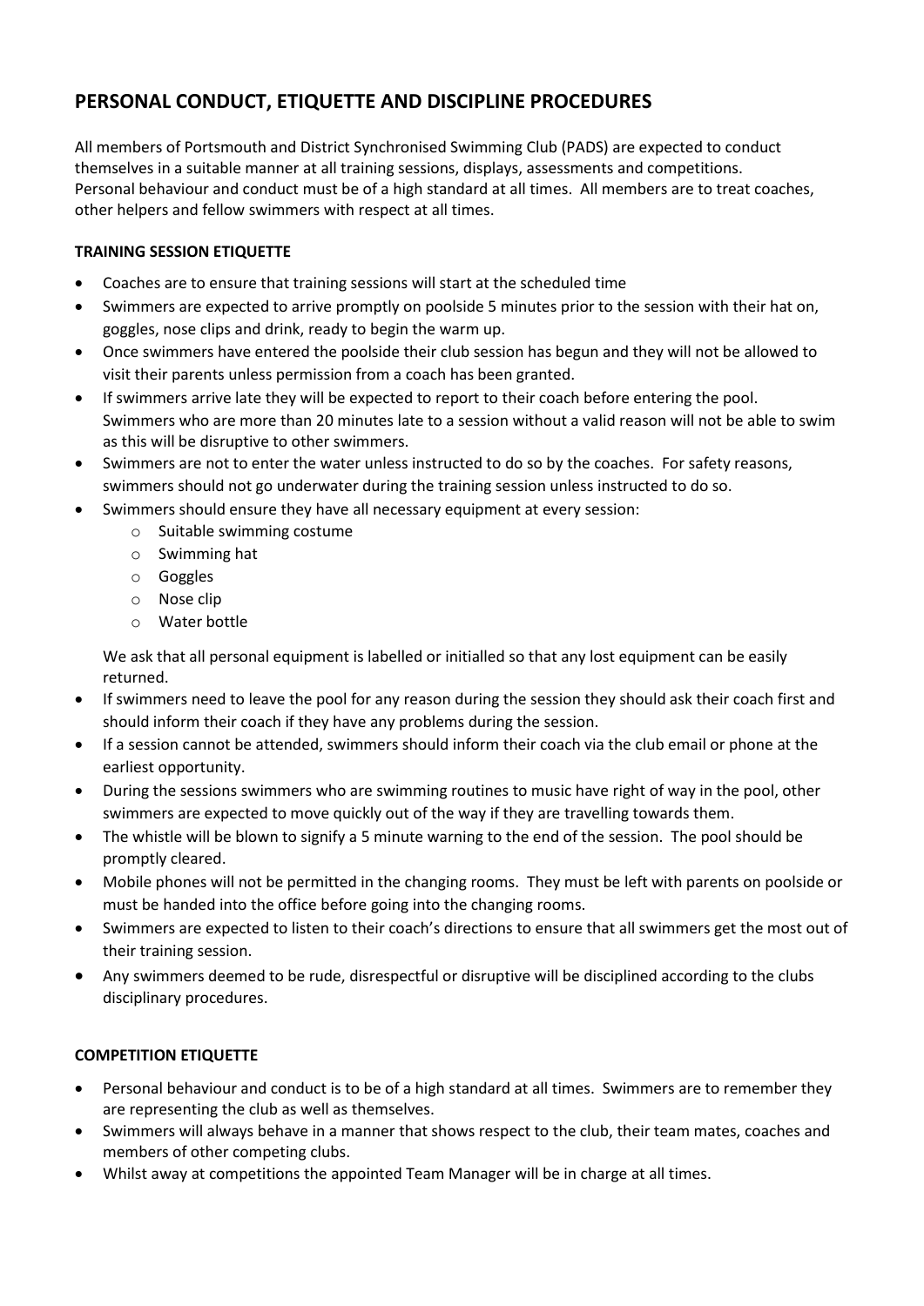## PERSONAL CONDUCT, ETIQUETTE AND DISCIPLINE PROCEDURES

All members of Portsmouth and District Synchronised Swimming Club (PADS) are expected to conduct themselves in a suitable manner at all training sessions, displays, assessments and competitions. Personal behaviour and conduct must be of a high standard at all times. All members are to treat coaches, other helpers and fellow swimmers with respect at all times.

### TRAINING SESSION ETIQUETTE

- Coaches are to ensure that training sessions will start at the scheduled time
- Swimmers are expected to arrive promptly on poolside 5 minutes prior to the session with their hat on, goggles, nose clips and drink, ready to begin the warm up.
- Once swimmers have entered the poolside their club session has begun and they will not be allowed to visit their parents unless permission from a coach has been granted.
- If swimmers arrive late they will be expected to report to their coach before entering the pool. Swimmers who are more than 20 minutes late to a session without a valid reason will not be able to swim as this will be disruptive to other swimmers.
- Swimmers are not to enter the water unless instructed to do so by the coaches. For safety reasons, swimmers should not go underwater during the training session unless instructed to do so.
- Swimmers should ensure they have all necessary equipment at every session:
  - Suitable swimming costume
  - Swimming hat
  - Goggles
  - Nose clip
  - Water bottle

  We ask that all personal equipment is labelled or initialled so that any lost equipment can be easily returned.
- If swimmers need to leave the pool for any reason during the session they should ask their coach first and should inform their coach if they have any problems during the session.
- If a session cannot be attended, swimmers should inform their coach via the club email or phone at the earliest opportunity.
- During the sessions swimmers who are swimming routines to music have right of way in the pool, other swimmers are expected to move quickly out of the way if they are travelling towards them.
- The whistle will be blown to signify a 5 minute warning to the end of the session. The pool should be promptly cleared.
- Mobile phones will not be permitted in the changing rooms. They must be left with parents on poolside or must be handed into the office before going into the changing rooms.
- Swimmers are expected to listen to their coach's directions to ensure that all swimmers get the most out of their training session.
- Any swimmers deemed to be rude, disrespectful or disruptive will be disciplined according to the clubs disciplinary procedures.

### COMPETITION ETIQUETTE

- Personal behaviour and conduct is to be of a high standard at all times. Swimmers are to remember they are representing the club as well as themselves.
- Swimmers will always behave in a manner that shows respect to the club, their team mates, coaches and members of other competing clubs.
- Whilst away at competitions the appointed Team Manager will be in charge at all times.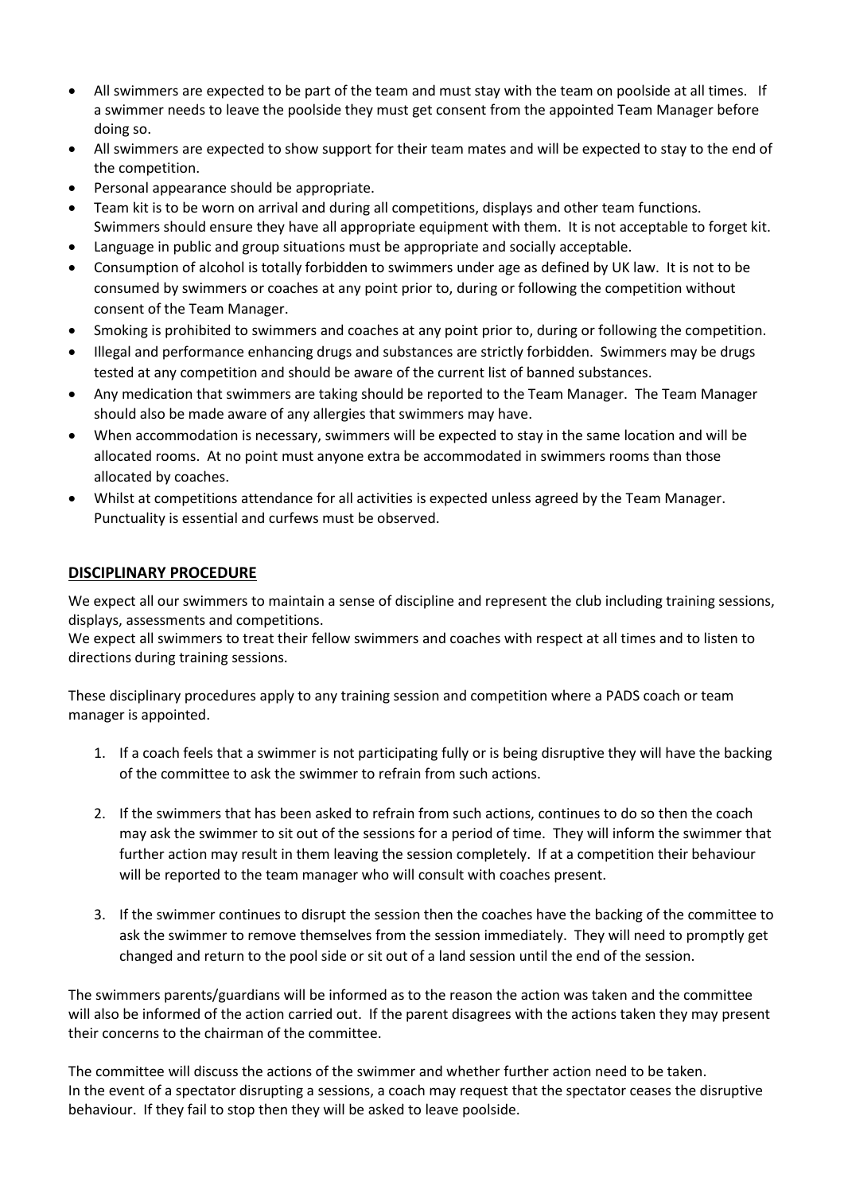- All swimmers are expected to be part of the team and must stay with the team on poolside at all times. If a swimmer needs to leave the poolside they must get consent from the appointed Team Manager before doing so.
- All swimmers are expected to show support for their team mates and will be expected to stay to the end of the competition.
- Personal appearance should be appropriate.
- Team kit is to be worn on arrival and during all competitions, displays and other team functions. Swimmers should ensure they have all appropriate equipment with them. It is not acceptable to forget kit.
- Language in public and group situations must be appropriate and socially acceptable.
- Consumption of alcohol is totally forbidden to swimmers under age as defined by UK law. It is not to be consumed by swimmers or coaches at any point prior to, during or following the competition without consent of the Team Manager.
- Smoking is prohibited to swimmers and coaches at any point prior to, during or following the competition.
- Illegal and performance enhancing drugs and substances are strictly forbidden. Swimmers may be drugs tested at any competition and should be aware of the current list of banned substances.
- Any medication that swimmers are taking should be reported to the Team Manager. The Team Manager should also be made aware of any allergies that swimmers may have.
- When accommodation is necessary, swimmers will be expected to stay in the same location and will be allocated rooms. At no point must anyone extra be accommodated in swimmers rooms than those allocated by coaches.
- Whilst at competitions attendance for all activities is expected unless agreed by the Team Manager. Punctuality is essential and curfews must be observed.

## DISCIPLINARY PROCEDURE

We expect all our swimmers to maintain a sense of discipline and represent the club including training sessions, displays, assessments and competitions.
We expect all swimmers to treat their fellow swimmers and coaches with respect at all times and to listen to directions during training sessions.

These disciplinary procedures apply to any training session and competition where a PADS coach or team manager is appointed.

1. If a coach feels that a swimmer is not participating fully or is being disruptive they will have the backing of the committee to ask the swimmer to refrain from such actions.

2. If the swimmers that has been asked to refrain from such actions, continues to do so then the coach may ask the swimmer to sit out of the sessions for a period of time. They will inform the swimmer that further action may result in them leaving the session completely. If at a competition their behaviour will be reported to the team manager who will consult with coaches present.

3. If the swimmer continues to disrupt the session then the coaches have the backing of the committee to ask the swimmer to remove themselves from the session immediately. They will need to promptly get changed and return to the pool side or sit out of a land session until the end of the session.

The swimmers parents/guardians will be informed as to the reason the action was taken and the committee will also be informed of the action carried out. If the parent disagrees with the actions taken they may present their concerns to the chairman of the committee.

The committee will discuss the actions of the swimmer and whether further action need to be taken.
In the event of a spectator disrupting a sessions, a coach may request that the spectator ceases the disruptive behaviour. If they fail to stop then they will be asked to leave poolside.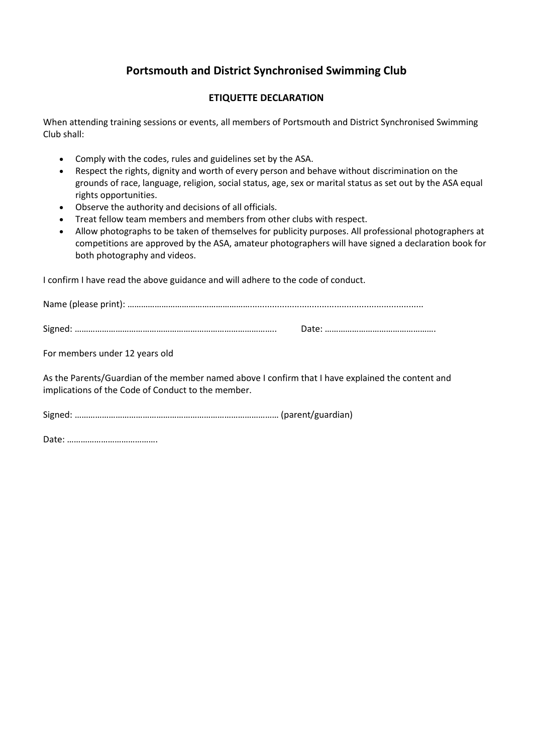# Portsmouth and District Synchronised Swimming Club

## ETIQUETTE DECLARATION

When attending training sessions or events, all members of Portsmouth and District Synchronised Swimming Club shall:

- Comply with the codes, rules and guidelines set by the ASA.
- Respect the rights, dignity and worth of every person and behave without discrimination on the grounds of race, language, religion, social status, age, sex or marital status as set out by the ASA equal rights opportunities.
- Observe the authority and decisions of all officials.
- Treat fellow team members and members from other clubs with respect.
- Allow photographs to be taken of themselves for publicity purposes. All professional photographers at competitions are approved by the ASA, amateur photographers will have signed a declaration book for both photography and videos.

I confirm I have read the above guidance and will adhere to the code of conduct.

Name (please print): ……………………………………………………………………………………………………

Signed: …………………………………………………………………………….. Date: ………………………………………….

For members under 12 years old

As the Parents/Guardian of the member named above I confirm that I have explained the content and implications of the Code of Conduct to the member.

Signed: …………………………………………………………………………… (parent/guardian)

Date: ………………………………….